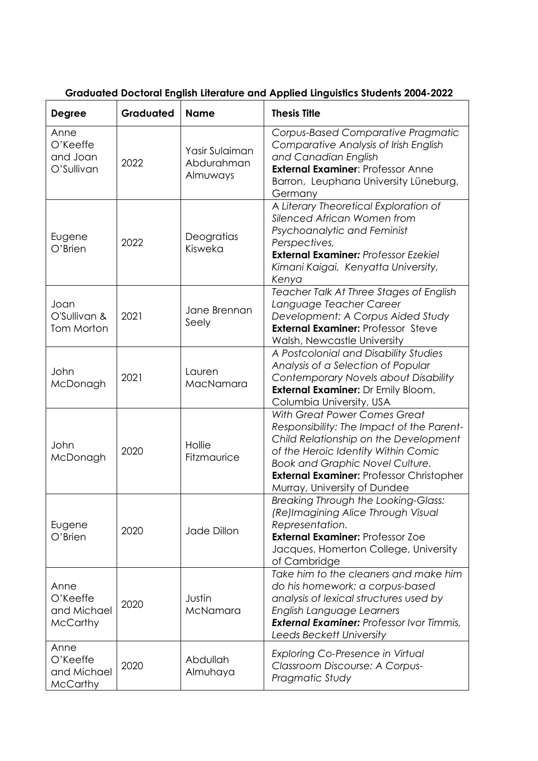**Graduated Doctoral English Literature and Applied Linguistics Students 2004-2022**

| Degree | Graduated | Name | Thesis Title |
|---|---|---|---|
| Anne O'Keeffe and Joan O'Sullivan | 2022 | Yasir Sulaiman Abdurahman Almuways | *Corpus-Based Comparative Pragmatic Comparative Analysis of Irish English and Canadian English* **External Examiner**: Professor Anne Barron, Leuphana University Lüneburg, Germany |
| Eugene O'Brien | 2022 | Deogratias Kisweka | *A Literary Theoretical Exploration of Silenced African Women from Psychoanalytic and Feminist Perspectives,* ***External Examiner:*** *Professor Ezekiel Kimani Kaigai, Kenyatta University, Kenya* |
| Joan O'Sullivan & Tom Morton | 2021 | Jane Brennan Seely | *Teacher Talk At Three Stages of English Language Teacher Career Development: A Corpus Aided Study* **External Examiner:** Professor Steve Walsh, Newcastle University |
| John McDonagh | 2021 | Lauren MacNamara | *A Postcolonial and Disability Studies Analysis of a Selection of Popular Contemporary Novels about Disability* **External Examiner:** Dr Emily Bloom, Columbia University, USA |
| John McDonagh | 2020 | Hollie Fitzmaurice | *With Great Power Comes Great Responsibility: The Impact of the Parent-Child Relationship on the Development of the Heroic Identity Within Comic Book and Graphic Novel Culture.* **External Examiner:** Professor Christopher Murray, University of Dundee |
| Eugene O'Brien | 2020 | Jade Dillon | *Breaking Through the Looking-Glass: (Re)Imagining Alice Through Visual Representation.* **External Examiner:** Professor Zoe Jacques, Homerton College, University of Cambridge |
| Anne O'Keeffe and Michael McCarthy | 2020 | Justin McNamara | *Take him to the cleaners and make him do his homework: a corpus-based analysis of lexical structures used by English Language Learners* ***External Examiner:*** *Professor Ivor Timmis, Leeds Beckett University* |
| Anne O'Keeffe and Michael McCarthy | 2020 | Abdullah Almuhaya | *Exploring Co-Presence in Virtual Classroom Discourse: A Corpus-Pragmatic Study* |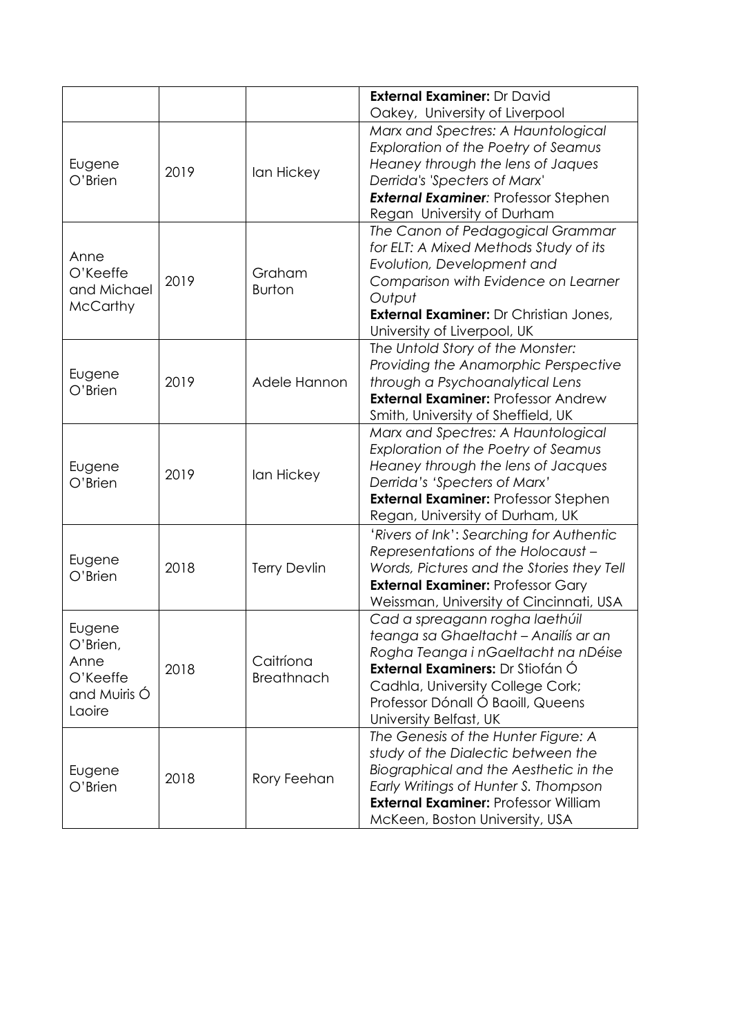| | | | |
|---|---|---|---|
| | | | **External Examiner:** Dr David Oakey, University of Liverpool |
| Eugene O'Brien | 2019 | Ian Hickey | *Marx and Spectres: A Hauntological Exploration of the Poetry of Seamus Heaney through the lens of Jaques Derrida's 'Specters of Marx'* ***External Examiner**:* Professor Stephen Regan University of Durham |
| Anne O'Keeffe and Michael McCarthy | 2019 | Graham Burton | *The Canon of Pedagogical Grammar for ELT: A Mixed Methods Study of its Evolution, Development and Comparison with Evidence on Learner Output* **External Examiner:** Dr Christian Jones, University of Liverpool, UK |
| Eugene O'Brien | 2019 | Adele Hannon | *The Untold Story of the Monster: Providing the Anamorphic Perspective through a Psychoanalytical Lens* **External Examiner:** Professor Andrew Smith, University of Sheffield, UK |
| Eugene O'Brien | 2019 | Ian Hickey | *Marx and Spectres: A Hauntological Exploration of the Poetry of Seamus Heaney through the lens of Jacques Derrida's 'Specters of Marx'* **External Examiner:** Professor Stephen Regan, University of Durham, UK |
| Eugene O'Brien | 2018 | Terry Devlin | '*Rivers of Ink*': *Searching for Authentic Representations of the Holocaust – Words, Pictures and the Stories they Tell* **External Examiner:** Professor Gary Weissman, University of Cincinnati, USA |
| Eugene O'Brien, Anne O'Keeffe and Muiris Ó Laoire | 2018 | Caitríona Breathnach | *Cad a spreagann rogha laethúil teanga sa Ghaeltacht – Anailís ar an Rogha Teanga i nGaeltacht na nDéise* **External Examiners:** Dr Stiofán Ó Cadhla, University College Cork; Professor Dónall Ó Baoill, Queens University Belfast, UK |
| Eugene O'Brien | 2018 | Rory Feehan | *The Genesis of the Hunter Figure: A study of the Dialectic between the Biographical and the Aesthetic in the Early Writings of Hunter S. Thompson* **External Examiner:** Professor William McKeen, Boston University, USA |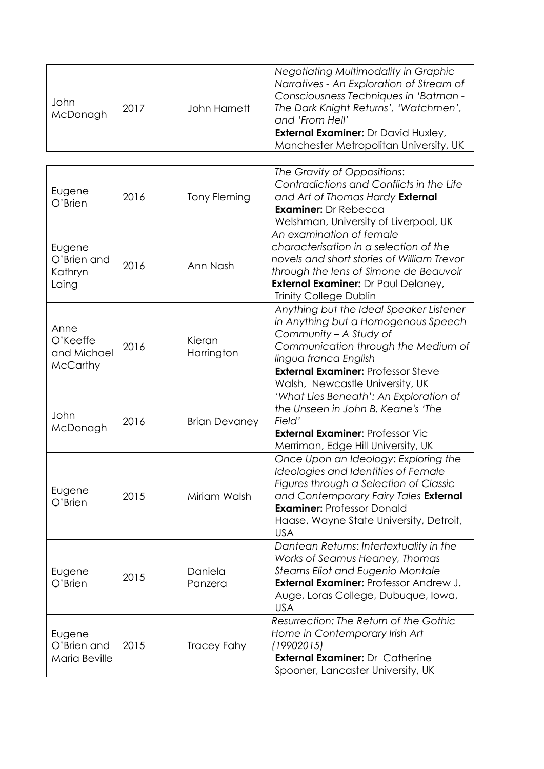| | | | |
|---|---|---|---|
| John McDonagh | 2017 | John Harnett | *Negotiating Multimodality in Graphic Narratives - An Exploration of Stream of Consciousness Techniques in 'Batman - The Dark Knight Returns', 'Watchmen', and 'From Hell'* **External Examiner:** Dr David Huxley, Manchester Metropolitan University, UK |

| | | | |
|---|---|---|---|
| Eugene O'Brien | 2016 | Tony Fleming | *The Gravity of Oppositions: Contradictions and Conflicts in the Life and Art of Thomas Hardy* **External Examiner:** Dr Rebecca Welshman, University of Liverpool, UK |
| Eugene O'Brien and Kathryn Laing | 2016 | Ann Nash | *An examination of female characterisation in a selection of the novels and short stories of William Trevor through the lens of Simone de Beauvoir* **External Examiner:** Dr Paul Delaney, Trinity College Dublin |
| Anne O'Keeffe and Michael McCarthy | 2016 | Kieran Harrington | *Anything but the Ideal Speaker Listener in Anything but a Homogenous Speech Community – A Study of Communication through the Medium of lingua franca English* **External Examiner:** Professor Steve Walsh, Newcastle University, UK |
| John McDonagh | 2016 | Brian Devaney | *'What Lies Beneath': An Exploration of the Unseen in John B. Keane's 'The Field'* **External Examiner**: Professor Vic Merriman, Edge Hill University, UK |
| Eugene O'Brien | 2015 | Miriam Walsh | *Once Upon an Ideology: Exploring the Ideologies and Identities of Female Figures through a Selection of Classic and Contemporary Fairy Tales* **External Examiner:** Professor Donald Haase, Wayne State University, Detroit, USA |
| Eugene O'Brien | 2015 | Daniela Panzera | *Dantean Returns: Intertextuality in the Works of Seamus Heaney, Thomas Stearns Eliot and Eugenio Montale* **External Examiner:** Professor Andrew J. Auge, Loras College, Dubuque, Iowa, USA |
| Eugene O'Brien and Maria Beville | 2015 | Tracey Fahy | *Resurrection: The Return of the Gothic Home in Contemporary Irish Art (19902015)* **External Examiner:** Dr Catherine Spooner, Lancaster University, UK |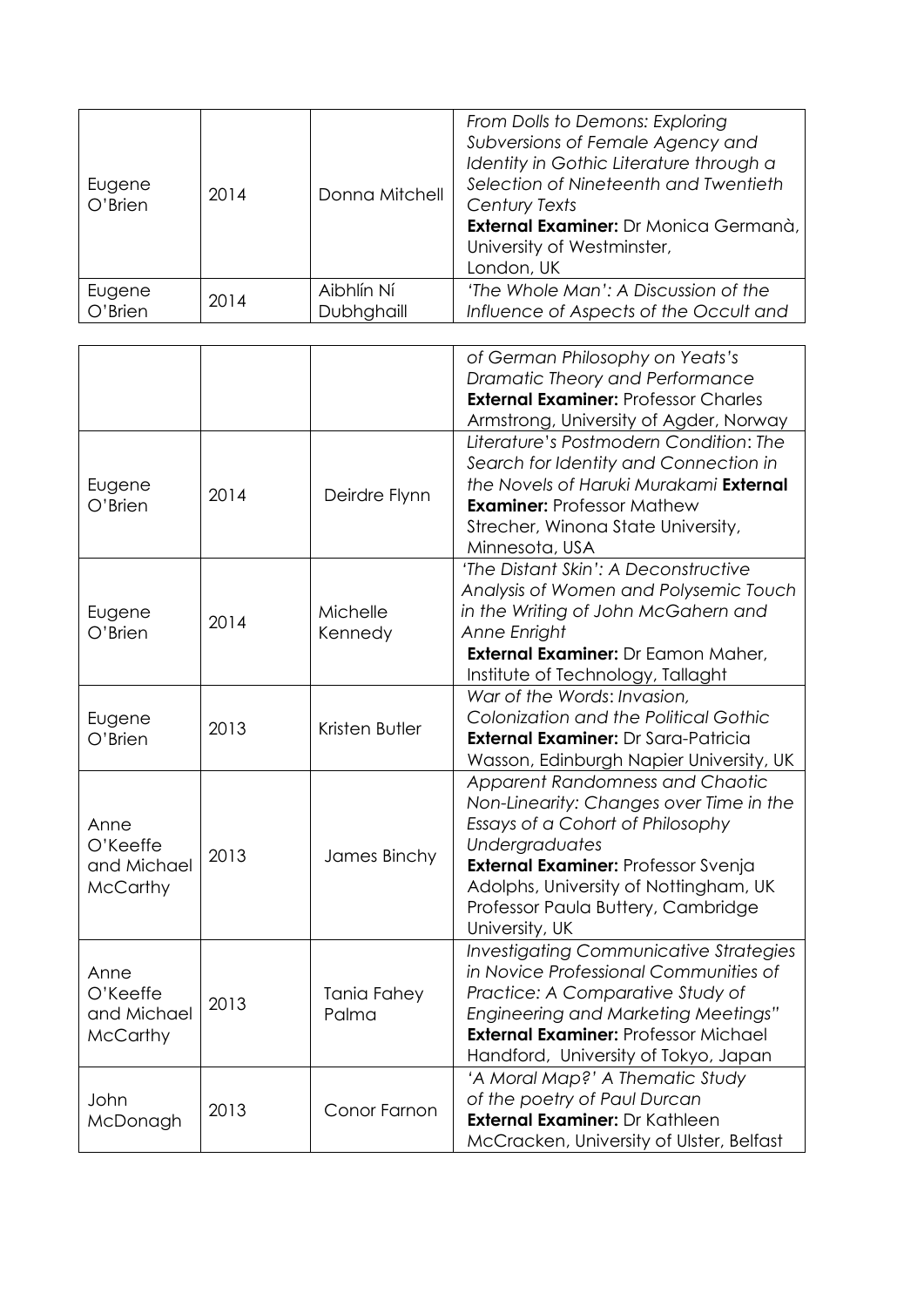| | | | |
|---|---|---|---|
| Eugene O'Brien | 2014 | Donna Mitchell | *From Dolls to Demons: Exploring Subversions of Female Agency and Identity in Gothic Literature through a Selection of Nineteenth and Twentieth Century Texts* **External Examiner:** Dr Monica Germanà, University of Westminster, London, UK |
| Eugene O'Brien | 2014 | Aibhlín Ní Dubhghaill | *'The Whole Man': A Discussion of the Influence of Aspects of the Occult and of German Philosophy on Yeats's Dramatic Theory and Performance* **External Examiner:** Professor Charles Armstrong, University of Agder, Norway |
| Eugene O'Brien | 2014 | Deirdre Flynn | *Literature's Postmodern Condition: The Search for Identity and Connection in the Novels of Haruki Murakami* **External Examiner:** Professor Mathew Strecher, Winona State University, Minnesota, USA |
| Eugene O'Brien | 2014 | Michelle Kennedy | *'The Distant Skin': A Deconstructive Analysis of Women and Polysemic Touch in the Writing of John McGahern and Anne Enright* **External Examiner:** Dr Eamon Maher, Institute of Technology, Tallaght |
| Eugene O'Brien | 2013 | Kristen Butler | *War of the Words: Invasion, Colonization and the Political Gothic* **External Examiner:** Dr Sara-Patricia Wasson, Edinburgh Napier University, UK |
| Anne O'Keeffe and Michael McCarthy | 2013 | James Binchy | *Apparent Randomness and Chaotic Non-Linearity: Changes over Time in the Essays of a Cohort of Philosophy Undergraduates* **External Examiner:** Professor Svenja Adolphs, University of Nottingham, UK Professor Paula Buttery, Cambridge University, UK |
| Anne O'Keeffe and Michael McCarthy | 2013 | Tania Fahey Palma | *Investigating Communicative Strategies in Novice Professional Communities of Practice: A Comparative Study of Engineering and Marketing Meetings"* **External Examiner:** Professor Michael Handford, University of Tokyo, Japan |
| John McDonagh | 2013 | Conor Farnon | *'A Moral Map?' A Thematic Study of the poetry of Paul Durcan* **External Examiner:** Dr Kathleen McCracken, University of Ulster, Belfast |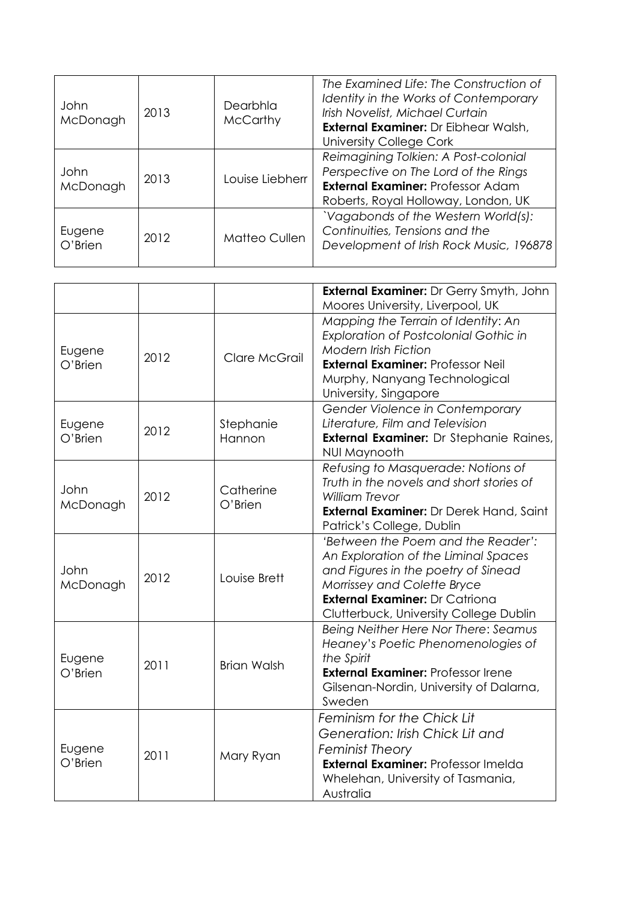| | | | |
|---|---|---|---|
| John McDonagh | 2013 | Dearbhla McCarthy | *The Examined Life: The Construction of Identity in the Works of Contemporary Irish Novelist, Michael Curtain* **External Examiner:** Dr Eibhear Walsh, University College Cork |
| John McDonagh | 2013 | Louise Liebherr | *Reimagining Tolkien: A Post-colonial Perspective on The Lord of the Rings* **External Examiner:** Professor Adam Roberts, Royal Holloway, London, UK |
| Eugene O'Brien | 2012 | Matteo Cullen | *`Vagabonds of the Western World(s): Continuities, Tensions and the Development of Irish Rock Music, 196878* **External Examiner:** Dr Gerry Smyth, John Moores University, Liverpool, UK |
| Eugene O'Brien | 2012 | Clare McGrail | *Mapping the Terrain of Identity: An Exploration of Postcolonial Gothic in Modern Irish Fiction* **External Examiner:** Professor Neil Murphy, Nanyang Technological University, Singapore |
| Eugene O'Brien | 2012 | Stephanie Hannon | *Gender Violence in Contemporary Literature, Film and Television* **External Examiner:** Dr Stephanie Raines, NUI Maynooth |
| John McDonagh | 2012 | Catherine O'Brien | *Refusing to Masquerade: Notions of Truth in the novels and short stories of William Trevor* **External Examiner:** Dr Derek Hand, Saint Patrick's College, Dublin |
| John McDonagh | 2012 | Louise Brett | *'Between the Poem and the Reader': An Exploration of the Liminal Spaces and Figures in the poetry of Sinead Morrissey and Colette Bryce* **External Examiner:** Dr Catriona Clutterbuck, University College Dublin |
| Eugene O'Brien | 2011 | Brian Walsh | *Being Neither Here Nor There: Seamus Heaney's Poetic Phenomenologies of the Spirit* **External Examiner:** Professor Irene Gilsenan-Nordin, University of Dalarna, Sweden |
| Eugene O'Brien | 2011 | Mary Ryan | *Feminism for the Chick Lit Generation: Irish Chick Lit and Feminist Theory* **External Examiner:** Professor Imelda Whelehan, University of Tasmania, Australia |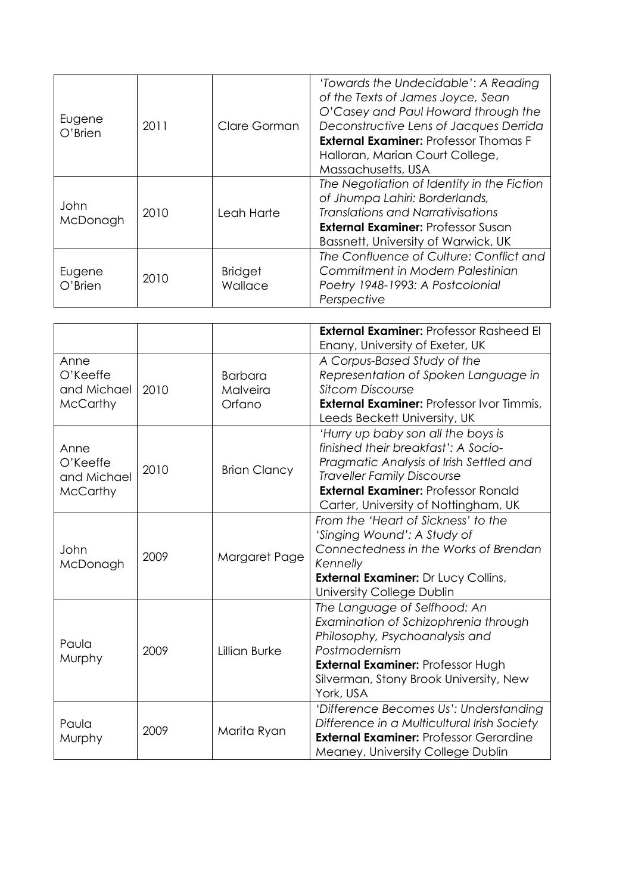| | | | |
|---|---|---|---|
| Eugene O'Brien | 2011 | Clare Gorman | *'Towards the Undecidable': A Reading of the Texts of James Joyce, Sean O'Casey and Paul Howard through the Deconstructive Lens of Jacques Derrida* **External Examiner:** Professor Thomas F Halloran, Marian Court College, Massachusetts, USA |
| John McDonagh | 2010 | Leah Harte | *The Negotiation of Identity in the Fiction of Jhumpa Lahiri: Borderlands, Translations and Narrativisations* **External Examiner:** Professor Susan Bassnett, University of Warwick, UK |
| Eugene O'Brien | 2010 | Bridget Wallace | *The Confluence of Culture: Conflict and Commitment in Modern Palestinian Poetry 1948-1993: A Postcolonial Perspective* **External Examiner:** Professor Rasheed El Enany, University of Exeter, UK |
| Anne O'Keeffe and Michael McCarthy | 2010 | Barbara Malveira Orfano | *A Corpus-Based Study of the Representation of Spoken Language in Sitcom Discourse* **External Examiner:** Professor Ivor Timmis, Leeds Beckett University, UK |
| Anne O'Keeffe and Michael McCarthy | 2010 | Brian Clancy | *'Hurry up baby son all the boys is finished their breakfast': A Socio-Pragmatic Analysis of Irish Settled and Traveller Family Discourse* **External Examiner:** Professor Ronald Carter, University of Nottingham, UK |
| John McDonagh | 2009 | Margaret Page | *From the 'Heart of Sickness' to the 'Singing Wound': A Study of Connectedness in the Works of Brendan Kennelly* **External Examiner:** Dr Lucy Collins, University College Dublin |
| Paula Murphy | 2009 | Lillian Burke | *The Language of Selfhood: An Examination of Schizophrenia through Philosophy, Psychoanalysis and Postmodernism* **External Examiner:** Professor Hugh Silverman, Stony Brook University, New York, USA |
| Paula Murphy | 2009 | Marita Ryan | *'Difference Becomes Us': Understanding Difference in a Multicultural Irish Society* **External Examiner:** Professor Gerardine Meaney, University College Dublin |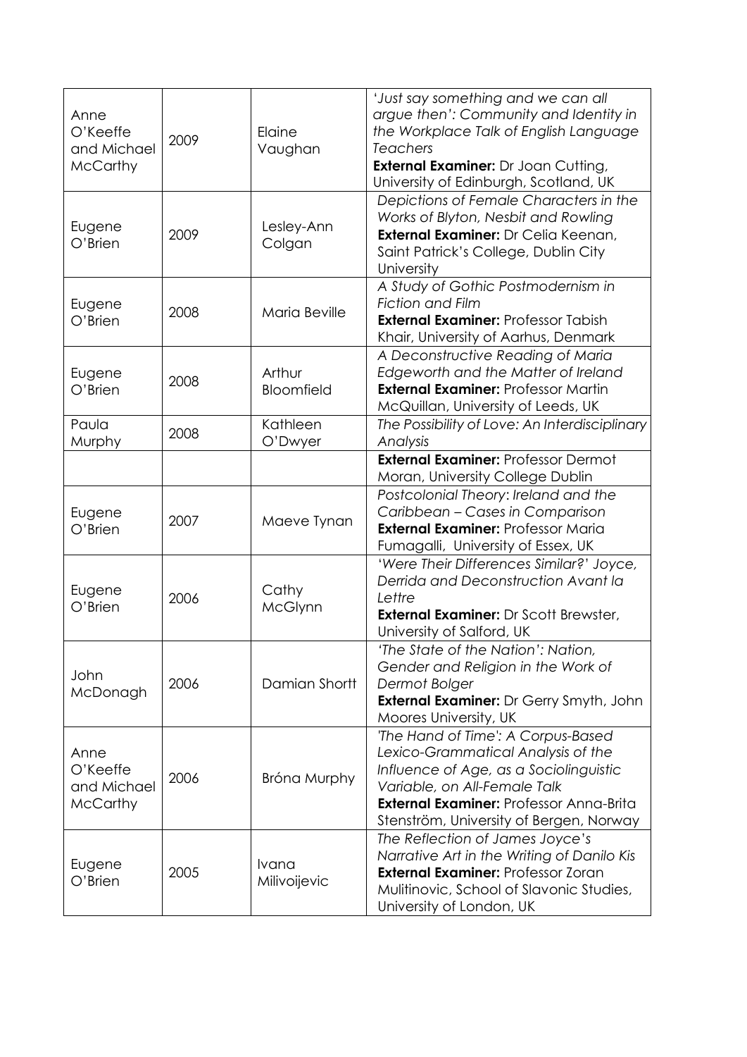| | | | |
|---|---|---|---|
| Anne O'Keeffe and Michael McCarthy | 2009 | Elaine Vaughan | *'Just say something and we can all argue then': Community and Identity in the Workplace Talk of English Language Teachers*<br>**External Examiner:** Dr Joan Cutting, University of Edinburgh, Scotland, UK |
| Eugene O'Brien | 2009 | Lesley-Ann Colgan | *Depictions of Female Characters in the Works of Blyton, Nesbit and Rowling*<br>**External Examiner:** Dr Celia Keenan, Saint Patrick's College, Dublin City University |
| Eugene O'Brien | 2008 | Maria Beville | *A Study of Gothic Postmodernism in Fiction and Film*<br>**External Examiner:** Professor Tabish Khair, University of Aarhus, Denmark |
| Eugene O'Brien | 2008 | Arthur Bloomfield | *A Deconstructive Reading of Maria Edgeworth and the Matter of Ireland*<br>**External Examiner:** Professor Martin McQuillan, University of Leeds, UK |
| Paula Murphy | 2008 | Kathleen O'Dwyer | *The Possibility of Love: An Interdisciplinary Analysis* |
| | | | **External Examiner:** Professor Dermot Moran, University College Dublin |
| Eugene O'Brien | 2007 | Maeve Tynan | *Postcolonial Theory: Ireland and the Caribbean – Cases in Comparison*<br>**External Examiner:** Professor Maria Fumagalli, University of Essex, UK |
| Eugene O'Brien | 2006 | Cathy McGlynn | *'Were Their Differences Similar?' Joyce, Derrida and Deconstruction Avant la Lettre*<br>**External Examiner:** Dr Scott Brewster, University of Salford, UK |
| John McDonagh | 2006 | Damian Shortt | *'The State of the Nation': Nation, Gender and Religion in the Work of Dermot Bolger*<br>**External Examiner:** Dr Gerry Smyth, John Moores University, UK |
| Anne O'Keeffe and Michael McCarthy | 2006 | Bróna Murphy | *'The Hand of Time': A Corpus-Based Lexico-Grammatical Analysis of the Influence of Age, as a Sociolinguistic Variable, on All-Female Talk*<br>**External Examiner:** Professor Anna-Brita Stenström, University of Bergen, Norway |
| Eugene O'Brien | 2005 | Ivana Milivoijevic | *The Reflection of James Joyce's Narrative Art in the Writing of Danilo Kis*<br>**External Examiner:** Professor Zoran Mulitinovic, School of Slavonic Studies, University of London, UK |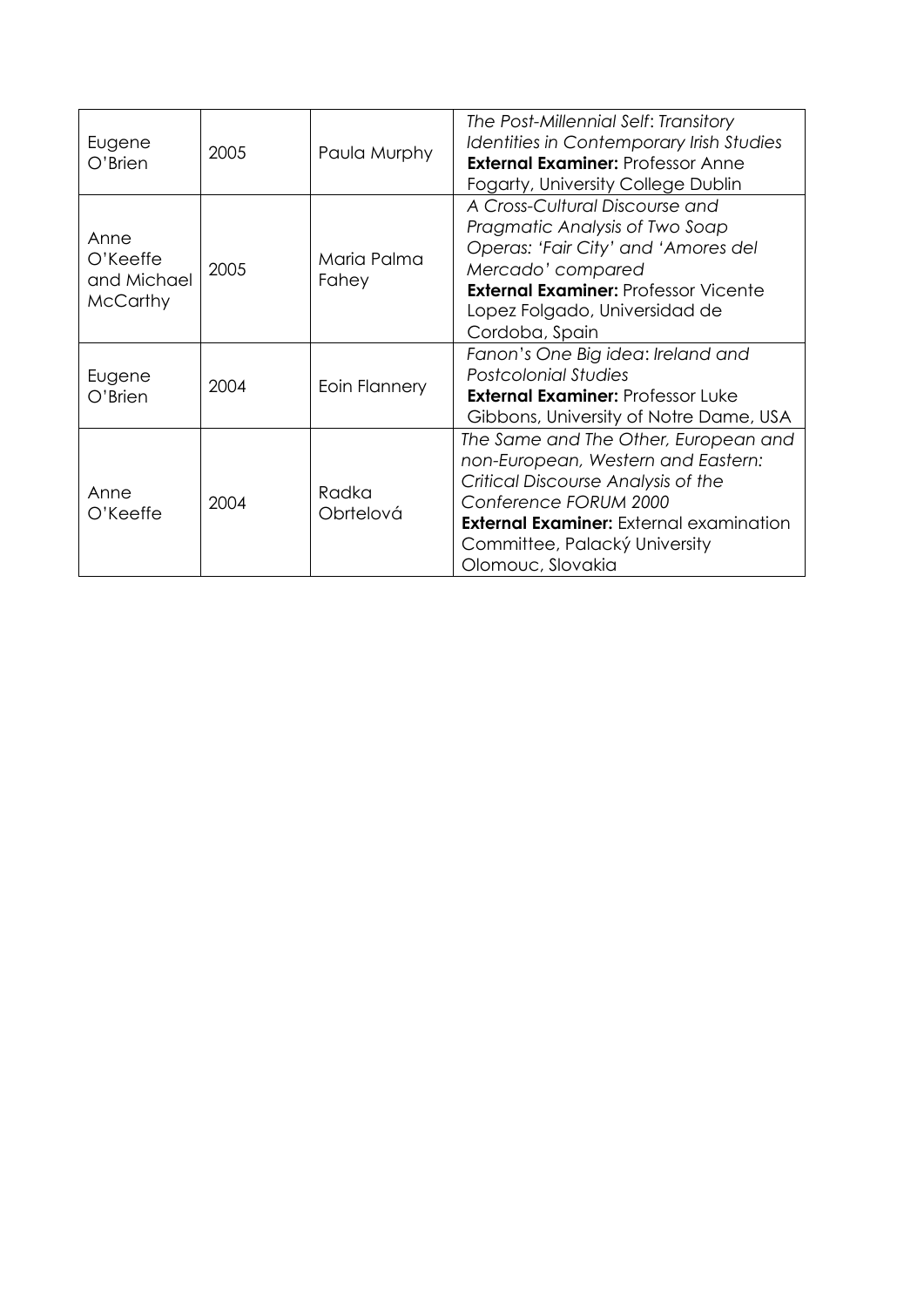| | | | |
|---|---|---|---|
| Eugene O'Brien | 2005 | Paula Murphy | *The Post-Millennial Self*: *Transitory Identities in Contemporary Irish Studies* **External Examiner:** Professor Anne Fogarty, University College Dublin |
| Anne O'Keeffe and Michael McCarthy | 2005 | Maria Palma Fahey | *A Cross-Cultural Discourse and Pragmatic Analysis of Two Soap Operas: 'Fair City' and 'Amores del Mercado' compared* **External Examiner:** Professor Vicente Lopez Folgado, Universidad de Cordoba, Spain |
| Eugene O'Brien | 2004 | Eoin Flannery | *Fanon's One Big idea*: *Ireland and Postcolonial Studies* **External Examiner:** Professor Luke Gibbons, University of Notre Dame, USA |
| Anne O'Keeffe | 2004 | Radka Obrtelová | *The Same and The Other, European and non-European, Western and Eastern: Critical Discourse Analysis of the Conference FORUM 2000* **External Examiner:** External examination Committee, Palacký University Olomouc, Slovakia |